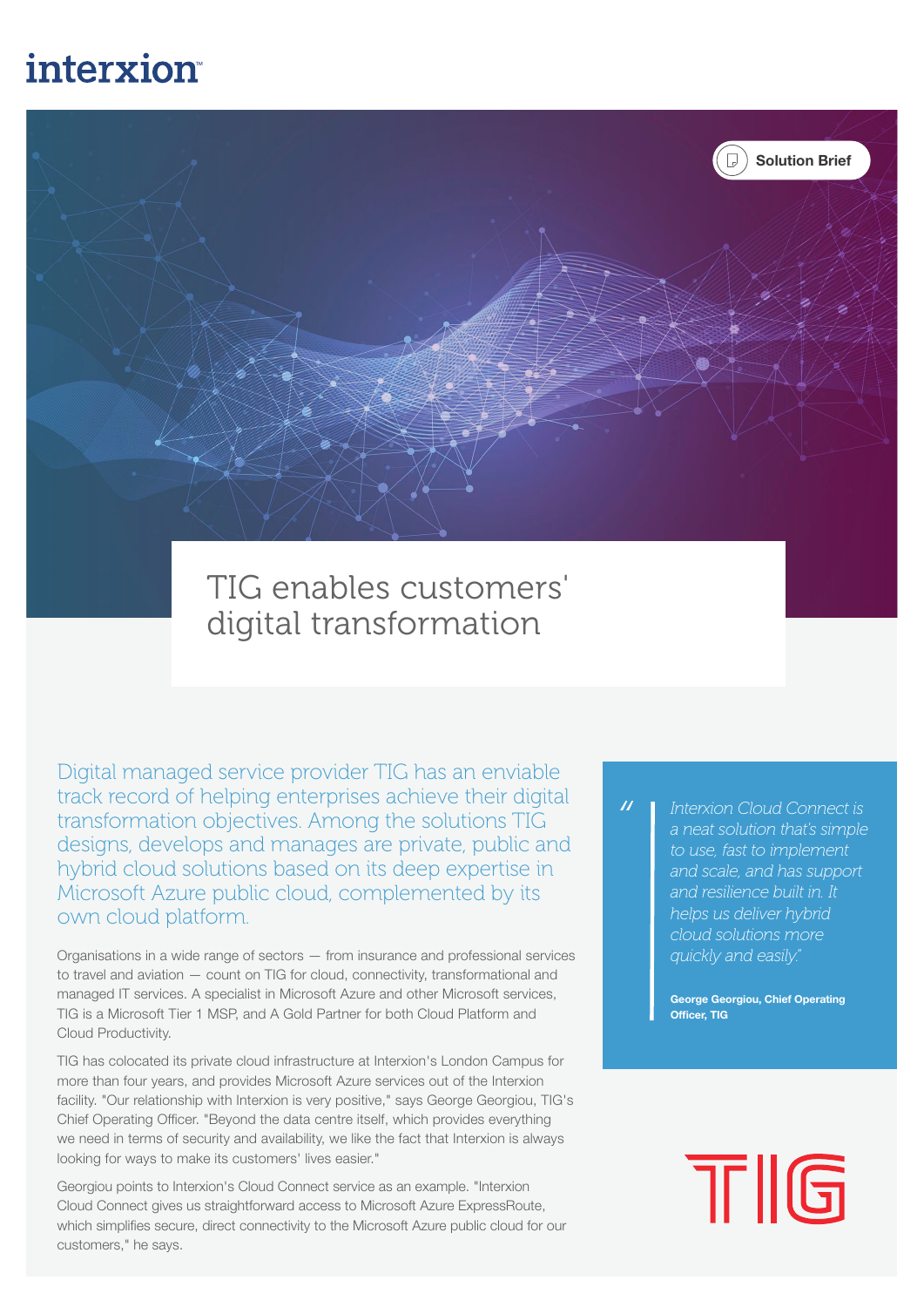interxion

Solution Brief

# TIG enables customers' digital transformation

Digital managed service provider TIG has an enviable track record of helping enterprises achieve their digital transformation objectives. Among the solutions TIG designs, develops and manages are private, public and hybrid cloud solutions based on its deep expertise in Microsoft Azure public cloud, complemented by its own cloud platform.

Organisations in a wide range of sectors — from insurance and professional services to travel and aviation — count on TIG for cloud, connectivity, transformational and managed IT services. A specialist in Microsoft Azure and other Microsoft services, TIG is a Microsoft Tier 1 MSP, and A Gold Partner for both Cloud Platform and Cloud Productivity.

TIG has colocated its private cloud infrastructure at Interxion's London Campus for more than four years, and provides Microsoft Azure services out of the Interxion facility. "Our relationship with Interxion is very positive," says George Georgiou, TIG's Chief Operating Officer. "Beyond the data centre itself, which provides everything we need in terms of security and availability, we like the fact that Interxion is always looking for ways to make its customers' lives easier."

Georgiou points to Interxion's Cloud Connect service as an example. "Interxion Cloud Connect gives us straightforward access to Microsoft Azure ExpressRoute, which simplifies secure, direct connectivity to the Microsoft Azure public cloud for our customers," he says.

> *"Interxion Cloud Connect is a neat solution that's simple to use, fast to implement and scale, and has support and resilience built in. It helps us deliver hybrid cloud solutions more quickly and easily."*
>
> **George Georgiou, Chief Operating Officer, TIG**

TIG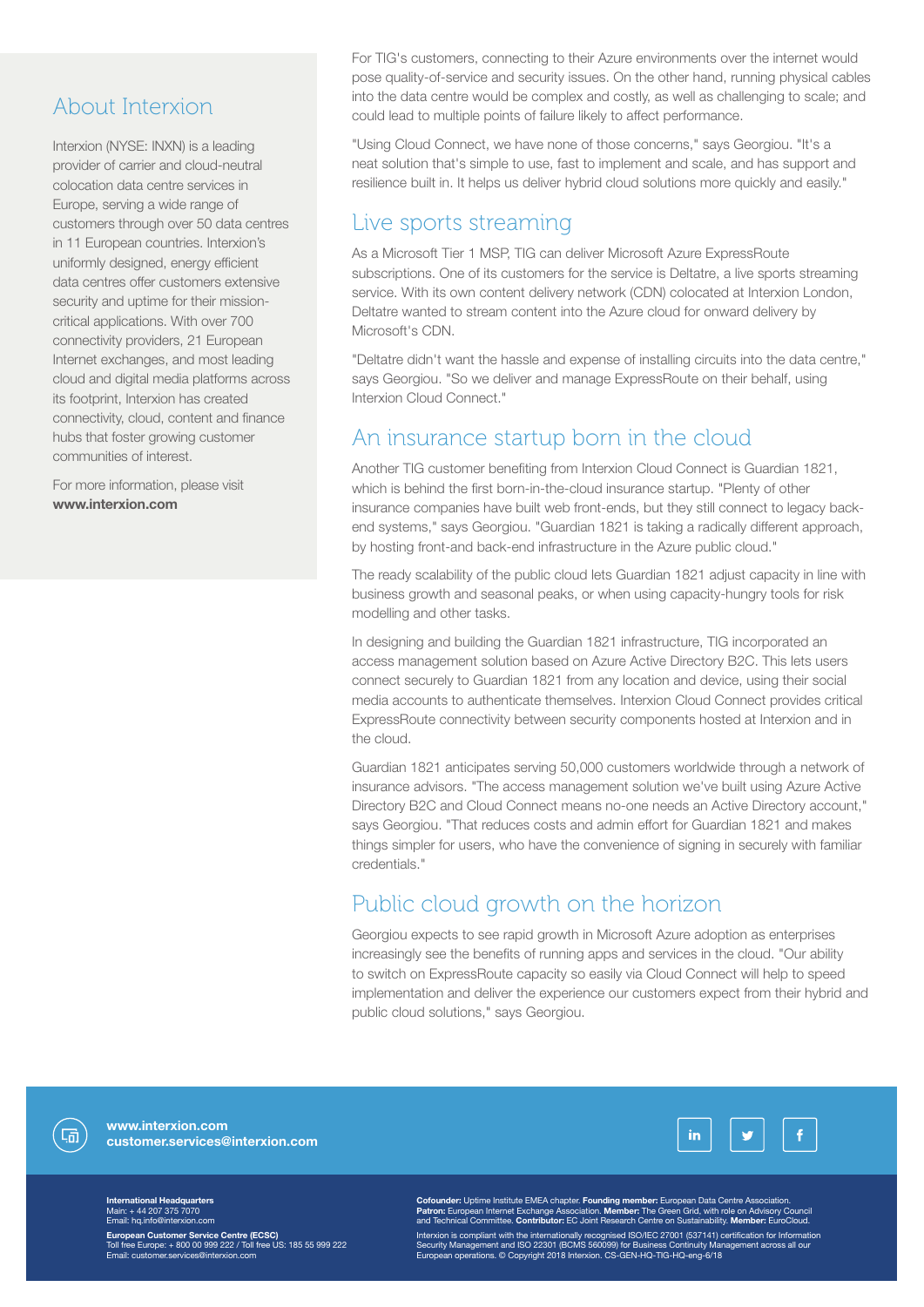## About Interxion

Interxion (NYSE: INXN) is a leading provider of carrier and cloud-neutral colocation data centre services in Europe, serving a wide range of customers through over 50 data centres in 11 European countries. Interxion's uniformly designed, energy efficient data centres offer customers extensive security and uptime for their mission-critical applications. With over 700 connectivity providers, 21 European Internet exchanges, and most leading cloud and digital media platforms across its footprint, Interxion has created connectivity, cloud, content and finance hubs that foster growing customer communities of interest.

For more information, please visit **www.interxion.com**

For TIG's customers, connecting to their Azure environments over the internet would pose quality-of-service and security issues. On the other hand, running physical cables into the data centre would be complex and costly, as well as challenging to scale; and could lead to multiple points of failure likely to affect performance.

"Using Cloud Connect, we have none of those concerns," says Georgiou. "It's a neat solution that's simple to use, fast to implement and scale, and has support and resilience built in. It helps us deliver hybrid cloud solutions more quickly and easily."

## Live sports streaming

As a Microsoft Tier 1 MSP, TIG can deliver Microsoft Azure ExpressRoute subscriptions. One of its customers for the service is Deltatre, a live sports streaming service. With its own content delivery network (CDN) colocated at Interxion London, Deltatre wanted to stream content into the Azure cloud for onward delivery by Microsoft's CDN.

"Deltatre didn't want the hassle and expense of installing circuits into the data centre," says Georgiou. "So we deliver and manage ExpressRoute on their behalf, using Interxion Cloud Connect."

## An insurance startup born in the cloud

Another TIG customer benefiting from Interxion Cloud Connect is Guardian 1821, which is behind the first born-in-the-cloud insurance startup. "Plenty of other insurance companies have built web front-ends, but they still connect to legacy back-end systems," says Georgiou. "Guardian 1821 is taking a radically different approach, by hosting front-and back-end infrastructure in the Azure public cloud."

The ready scalability of the public cloud lets Guardian 1821 adjust capacity in line with business growth and seasonal peaks, or when using capacity-hungry tools for risk modelling and other tasks.

In designing and building the Guardian 1821 infrastructure, TIG incorporated an access management solution based on Azure Active Directory B2C. This lets users connect securely to Guardian 1821 from any location and device, using their social media accounts to authenticate themselves. Interxion Cloud Connect provides critical ExpressRoute connectivity between security components hosted at Interxion and in the cloud.

Guardian 1821 anticipates serving 50,000 customers worldwide through a network of insurance advisors. "The access management solution we've built using Azure Active Directory B2C and Cloud Connect means no-one needs an Active Directory account," says Georgiou. "That reduces costs and admin effort for Guardian 1821 and makes things simpler for users, who have the convenience of signing in securely with familiar credentials."

## Public cloud growth on the horizon

Georgiou expects to see rapid growth in Microsoft Azure adoption as enterprises increasingly see the benefits of running apps and services in the cloud. "Our ability to switch on ExpressRoute capacity so easily via Cloud Connect will help to speed implementation and deliver the experience our customers expect from their hybrid and public cloud solutions," says Georgiou.

**www.interxion.com**
**customer.services@interxion.com**

**International Headquarters**
Main: + 44 207 375 7070
Email: hq.info@interxion.com

**European Customer Service Centre (ECSC)**
Toll free Europe: + 800 00 999 222 / Toll free US: 185 55 999 222
Email: customer.services@interxion.com

**Cofounder:** Uptime Institute EMEA chapter. **Founding member:** European Data Centre Association.
**Patron:** European Internet Exchange Association. **Member:** The Green Grid, with role on Advisory Council and Technical Committee. **Contributor:** EC Joint Research Centre on Sustainability. **Member:** EuroCloud.

Interxion is compliant with the internationally recognised ISO/IEC 27001 (537141) certification for Information Security Management and ISO 22301 (BCMS 560099) for Business Continuity Management across all our European operations. © Copyright 2018 Interxion. CS-GEN-HQ-TIG-HQ-eng-6/18